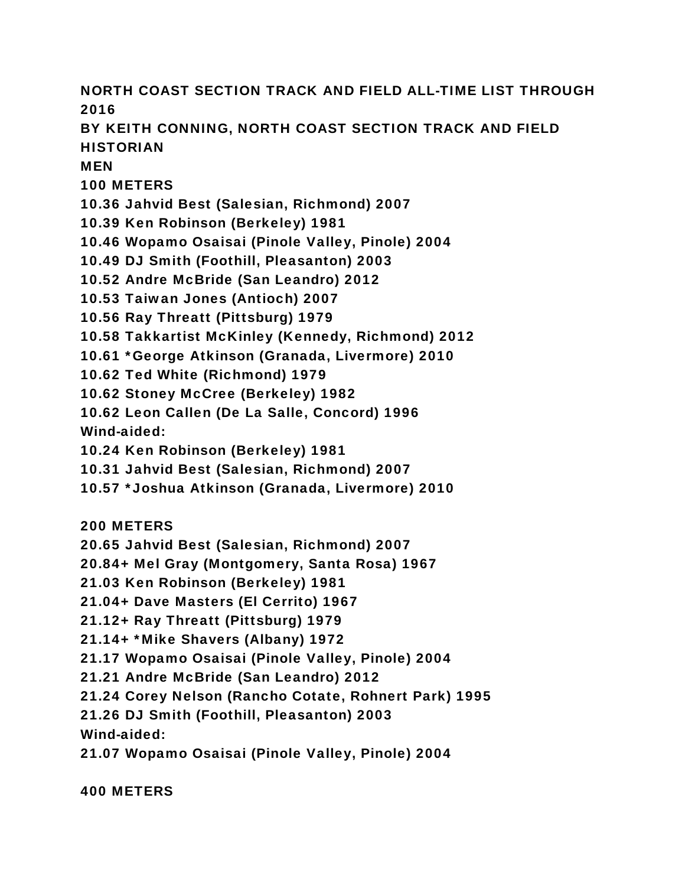# NORTH COAST SECTION TRACK AND FIELD ALL-TIME LIST THROUGH 2016

BY KEITH CONNING, NORTH COAST SECTION TRACK AND FIELD HISTORIAN

## MEN

### 100 METERS

10.36 Jahvid Best (Salesian, Richmond) 2007
10.39 Ken Robinson (Berkeley) 1981
10.46 Wopamo Osaisai (Pinole Valley, Pinole) 2004
10.49 DJ Smith (Foothill, Pleasanton) 2003
10.52 Andre McBride (San Leandro) 2012
10.53 Taiwan Jones (Antioch) 2007
10.56 Ray Threatt (Pittsburg) 1979
10.58 Takkartist McKinley (Kennedy, Richmond) 2012
10.61 *George Atkinson (Granada, Livermore) 2010
10.62 Ted White (Richmond) 1979
10.62 Stoney McCree (Berkeley) 1982
10.62 Leon Callen (De La Salle, Concord) 1996

Wind-aided:

10.24 Ken Robinson (Berkeley) 1981
10.31 Jahvid Best (Salesian, Richmond) 2007
10.57 *Joshua Atkinson (Granada, Livermore) 2010

### 200 METERS

20.65 Jahvid Best (Salesian, Richmond) 2007
20.84+ Mel Gray (Montgomery, Santa Rosa) 1967
21.03 Ken Robinson (Berkeley) 1981
21.04+ Dave Masters (El Cerrito) 1967
21.12+ Ray Threatt (Pittsburg) 1979
21.14+ *Mike Shavers (Albany) 1972
21.17 Wopamo Osaisai (Pinole Valley, Pinole) 2004
21.21 Andre McBride (San Leandro) 2012
21.24 Corey Nelson (Rancho Cotate, Rohnert Park) 1995
21.26 DJ Smith (Foothill, Pleasanton) 2003

Wind-aided:

21.07 Wopamo Osaisai (Pinole Valley, Pinole) 2004

### 400 METERS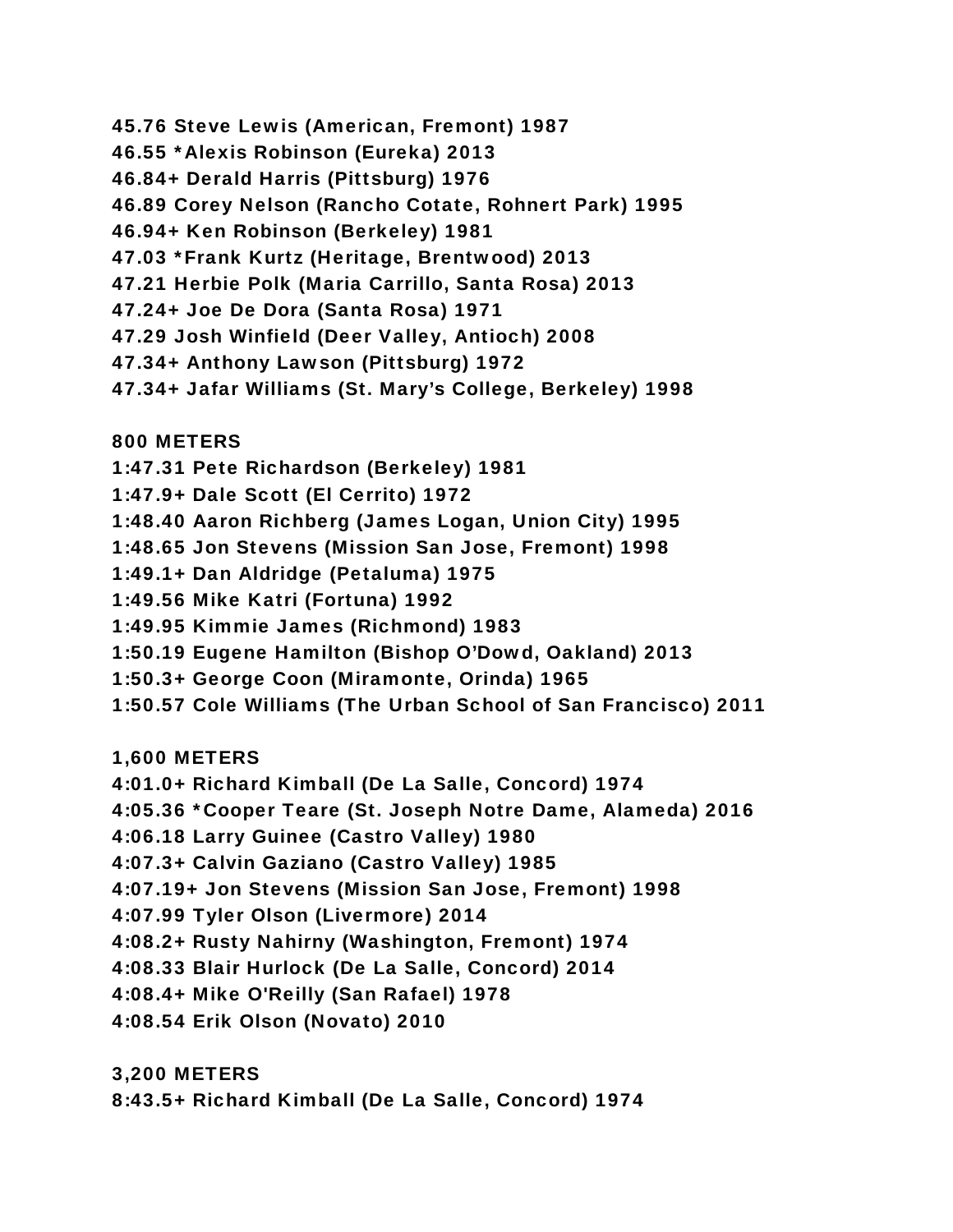45.76 Steve Lewis (American, Fremont) 1987
46.55 *Alexis Robinson (Eureka) 2013
46.84+ Derald Harris (Pittsburg) 1976
46.89 Corey Nelson (Rancho Cotate, Rohnert Park) 1995
46.94+ Ken Robinson (Berkeley) 1981
47.03 *Frank Kurtz (Heritage, Brentwood) 2013
47.21 Herbie Polk (Maria Carrillo, Santa Rosa) 2013
47.24+ Joe De Dora (Santa Rosa) 1971
47.29 Josh Winfield (Deer Valley, Antioch) 2008
47.34+ Anthony Lawson (Pittsburg) 1972
47.34+ Jafar Williams (St. Mary's College, Berkeley) 1998

**800 METERS**

1:47.31 Pete Richardson (Berkeley) 1981
1:47.9+ Dale Scott (El Cerrito) 1972
1:48.40 Aaron Richberg (James Logan, Union City) 1995
1:48.65 Jon Stevens (Mission San Jose, Fremont) 1998
1:49.1+ Dan Aldridge (Petaluma) 1975
1:49.56 Mike Katri (Fortuna) 1992
1:49.95 Kimmie James (Richmond) 1983
1:50.19 Eugene Hamilton (Bishop O'Dowd, Oakland) 2013
1:50.3+ George Coon (Miramonte, Orinda) 1965
1:50.57 Cole Williams (The Urban School of San Francisco) 2011

**1,600 METERS**

4:01.0+ Richard Kimball (De La Salle, Concord) 1974
4:05.36 *Cooper Teare (St. Joseph Notre Dame, Alameda) 2016
4:06.18 Larry Guinee (Castro Valley) 1980
4:07.3+ Calvin Gaziano (Castro Valley) 1985
4:07.19+ Jon Stevens (Mission San Jose, Fremont) 1998
4:07.99 Tyler Olson (Livermore) 2014
4:08.2+ Rusty Nahirny (Washington, Fremont) 1974
4:08.33 Blair Hurlock (De La Salle, Concord) 2014
4:08.4+ Mike O'Reilly (San Rafael) 1978
4:08.54 Erik Olson (Novato) 2010

**3,200 METERS**

8:43.5+ Richard Kimball (De La Salle, Concord) 1974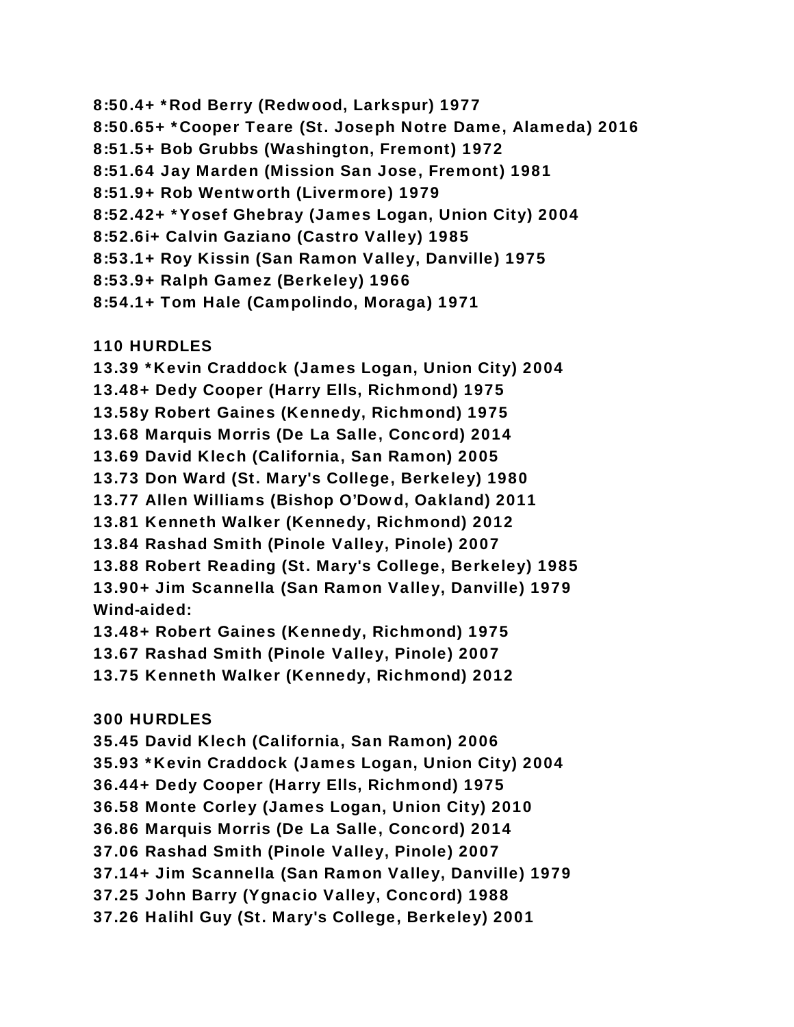**8:50.4+ *Rod Berry (Redwood, Larkspur) 1977**
**8:50.65+ *Cooper Teare (St. Joseph Notre Dame, Alameda) 2016**
**8:51.5+ Bob Grubbs (Washington, Fremont) 1972**
**8:51.64 Jay Marden (Mission San Jose, Fremont) 1981**
**8:51.9+ Rob Wentworth (Livermore) 1979**
**8:52.42+ *Yosef Ghebray (James Logan, Union City) 2004**
**8:52.6i+ Calvin Gaziano (Castro Valley) 1985**
**8:53.1+ Roy Kissin (San Ramon Valley, Danville) 1975**
**8:53.9+ Ralph Gamez (Berkeley) 1966**
**8:54.1+ Tom Hale (Campolindo, Moraga) 1971**

**110 HURDLES**
**13.39 *Kevin Craddock (James Logan, Union City) 2004**
**13.48+ Dedy Cooper (Harry Ells, Richmond) 1975**
**13.58y Robert Gaines (Kennedy, Richmond) 1975**
**13.68 Marquis Morris (De La Salle, Concord) 2014**
**13.69 David Klech (California, San Ramon) 2005**
**13.73 Don Ward (St. Mary's College, Berkeley) 1980**
**13.77 Allen Williams (Bishop O'Dowd, Oakland) 2011**
**13.81 Kenneth Walker (Kennedy, Richmond) 2012**
**13.84 Rashad Smith (Pinole Valley, Pinole) 2007**
**13.88 Robert Reading (St. Mary's College, Berkeley) 1985**
**13.90+ Jim Scannella (San Ramon Valley, Danville) 1979**
**Wind-aided:**
**13.48+ Robert Gaines (Kennedy, Richmond) 1975**
**13.67 Rashad Smith (Pinole Valley, Pinole) 2007**
**13.75 Kenneth Walker (Kennedy, Richmond) 2012**

**300 HURDLES**
**35.45 David Klech (California, San Ramon) 2006**
**35.93 *Kevin Craddock (James Logan, Union City) 2004**
**36.44+ Dedy Cooper (Harry Ells, Richmond) 1975**
**36.58 Monte Corley (James Logan, Union City) 2010**
**36.86 Marquis Morris (De La Salle, Concord) 2014**
**37.06 Rashad Smith (Pinole Valley, Pinole) 2007**
**37.14+ Jim Scannella (San Ramon Valley, Danville) 1979**
**37.25 John Barry (Ygnacio Valley, Concord) 1988**
**37.26 Halihl Guy (St. Mary's College, Berkeley) 2001**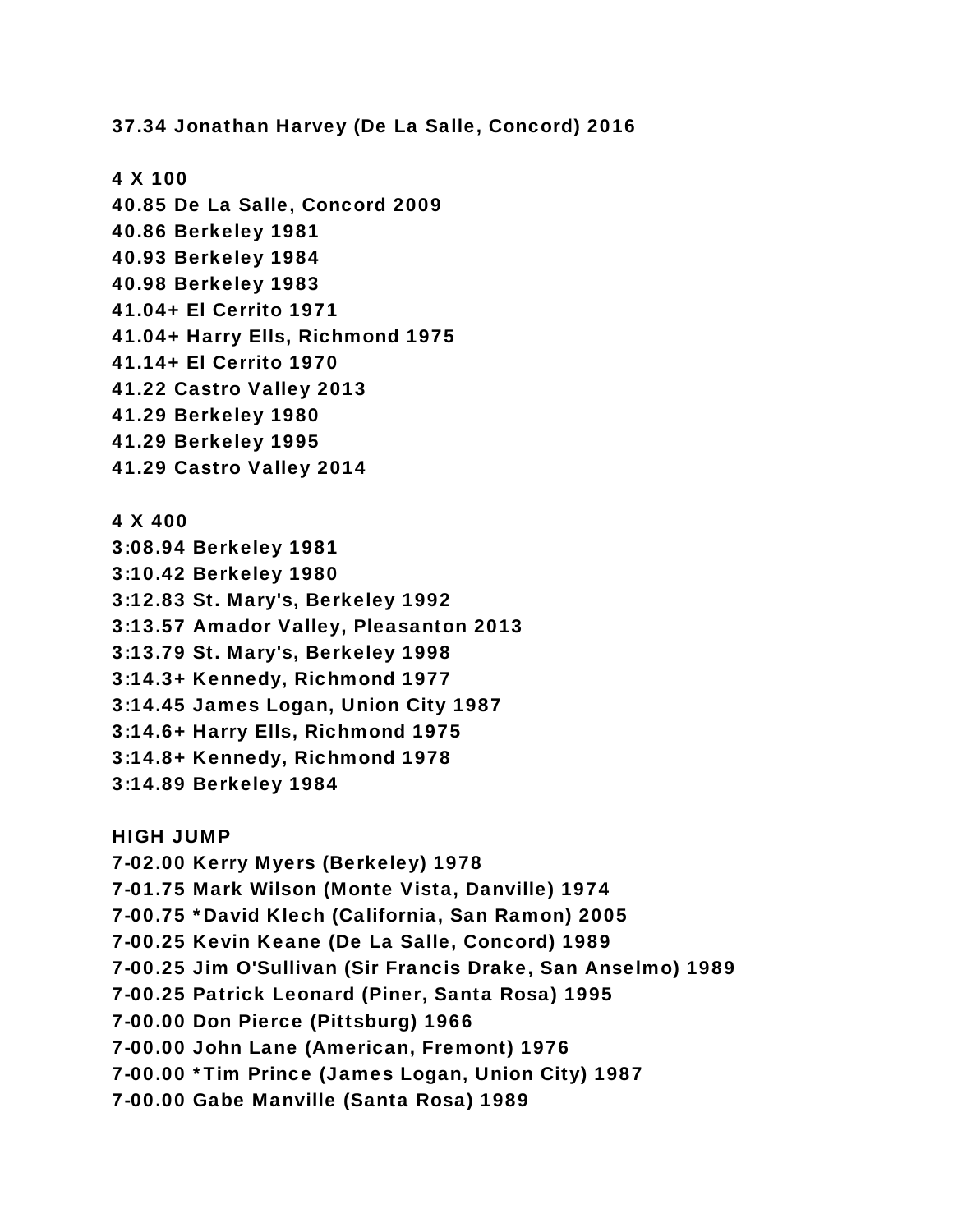**37.34 Jonathan Harvey (De La Salle, Concord) 2016**

**4 X 100**

**40.85 De La Salle, Concord 2009**
**40.86 Berkeley 1981**
**40.93 Berkeley 1984**
**40.98 Berkeley 1983**
**41.04+ El Cerrito 1971**
**41.04+ Harry Ells, Richmond 1975**
**41.14+ El Cerrito 1970**
**41.22 Castro Valley 2013**
**41.29 Berkeley 1980**
**41.29 Berkeley 1995**
**41.29 Castro Valley 2014**

**4 X 400**

**3:08.94 Berkeley 1981**
**3:10.42 Berkeley 1980**
**3:12.83 St. Mary's, Berkeley 1992**
**3:13.57 Amador Valley, Pleasanton 2013**
**3:13.79 St. Mary's, Berkeley 1998**
**3:14.3+ Kennedy, Richmond 1977**
**3:14.45 James Logan, Union City 1987**
**3:14.6+ Harry Ells, Richmond 1975**
**3:14.8+ Kennedy, Richmond 1978**
**3:14.89 Berkeley 1984**

**HIGH JUMP**

**7-02.00 Kerry Myers (Berkeley) 1978**
**7-01.75 Mark Wilson (Monte Vista, Danville) 1974**
**7-00.75 *David Klech (California, San Ramon) 2005**
**7-00.25 Kevin Keane (De La Salle, Concord) 1989**
**7-00.25 Jim O'Sullivan (Sir Francis Drake, San Anselmo) 1989**
**7-00.25 Patrick Leonard (Piner, Santa Rosa) 1995**
**7-00.00 Don Pierce (Pittsburg) 1966**
**7-00.00 John Lane (American, Fremont) 1976**
**7-00.00 *Tim Prince (James Logan, Union City) 1987**
**7-00.00 Gabe Manville (Santa Rosa) 1989**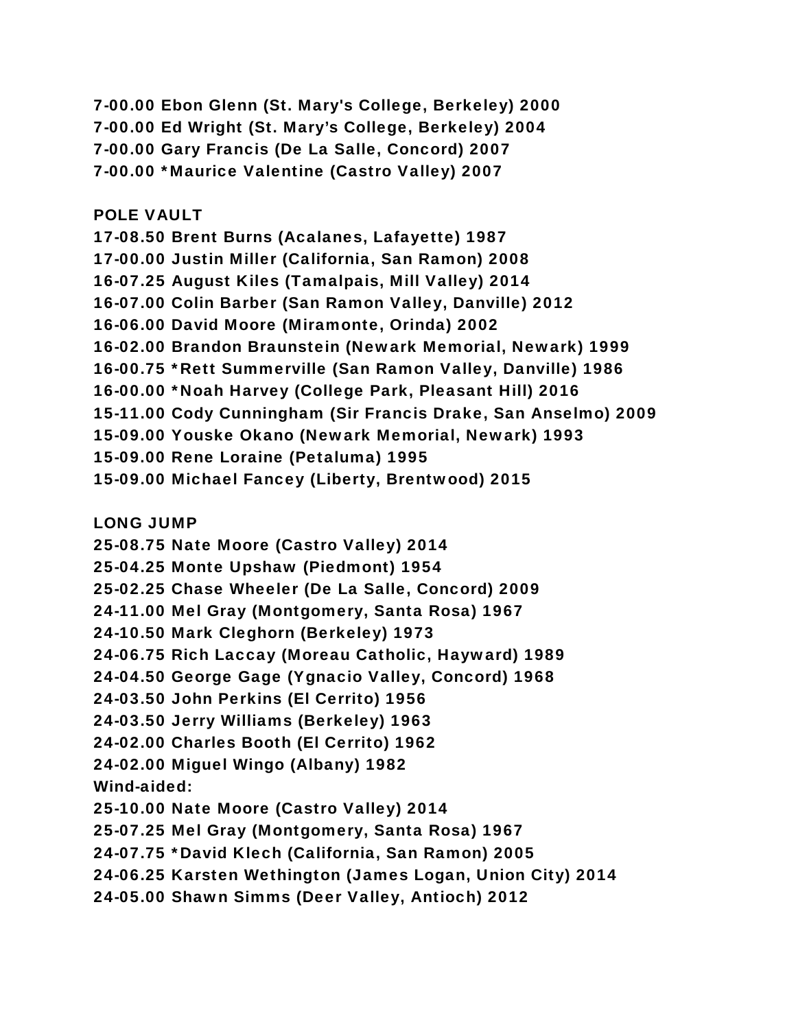7-00.00 Ebon Glenn (St. Mary's College, Berkeley) 2000
7-00.00 Ed Wright (St. Mary's College, Berkeley) 2004
7-00.00 Gary Francis (De La Salle, Concord) 2007
7-00.00 *Maurice Valentine (Castro Valley) 2007

**POLE VAULT**

17-08.50 Brent Burns (Acalanes, Lafayette) 1987
17-00.00 Justin Miller (California, San Ramon) 2008
16-07.25 August Kiles (Tamalpais, Mill Valley) 2014
16-07.00 Colin Barber (San Ramon Valley, Danville) 2012
16-06.00 David Moore (Miramonte, Orinda) 2002
16-02.00 Brandon Braunstein (Newark Memorial, Newark) 1999
16-00.75 *Rett Summerville (San Ramon Valley, Danville) 1986
16-00.00 *Noah Harvey (College Park, Pleasant Hill) 2016
15-11.00 Cody Cunningham (Sir Francis Drake, San Anselmo) 2009
15-09.00 Youske Okano (Newark Memorial, Newark) 1993
15-09.00 Rene Loraine (Petaluma) 1995
15-09.00 Michael Fancey (Liberty, Brentwood) 2015

**LONG JUMP**

25-08.75 Nate Moore (Castro Valley) 2014
25-04.25 Monte Upshaw (Piedmont) 1954
25-02.25 Chase Wheeler (De La Salle, Concord) 2009
24-11.00 Mel Gray (Montgomery, Santa Rosa) 1967
24-10.50 Mark Cleghorn (Berkeley) 1973
24-06.75 Rich Laccay (Moreau Catholic, Hayward) 1989
24-04.50 George Gage (Ygnacio Valley, Concord) 1968
24-03.50 John Perkins (El Cerrito) 1956
24-03.50 Jerry Williams (Berkeley) 1963
24-02.00 Charles Booth (El Cerrito) 1962
24-02.00 Miguel Wingo (Albany) 1982
Wind-aided:
25-10.00 Nate Moore (Castro Valley) 2014
25-07.25 Mel Gray (Montgomery, Santa Rosa) 1967
24-07.75 *David Klech (California, San Ramon) 2005
24-06.25 Karsten Wethington (James Logan, Union City) 2014
24-05.00 Shawn Simms (Deer Valley, Antioch) 2012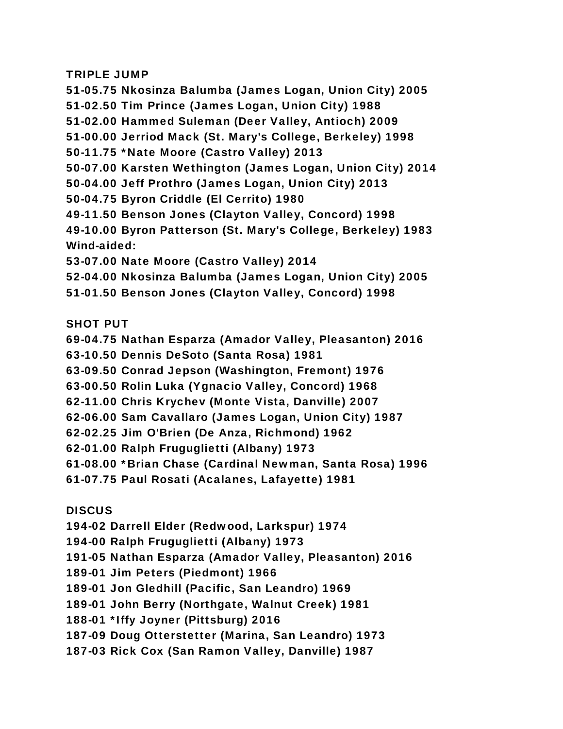**TRIPLE JUMP**

51-05.75 Nkosinza Balumba (James Logan, Union City) 2005
51-02.50 Tim Prince (James Logan, Union City) 1988
51-02.00 Hammed Suleman (Deer Valley, Antioch) 2009
51-00.00 Jerriod Mack (St. Mary's College, Berkeley) 1998
50-11.75 *Nate Moore (Castro Valley) 2013
50-07.00 Karsten Wethington (James Logan, Union City) 2014
50-04.00 Jeff Prothro (James Logan, Union City) 2013
50-04.75 Byron Criddle (El Cerrito) 1980
49-11.50 Benson Jones (Clayton Valley, Concord) 1998
49-10.00 Byron Patterson (St. Mary's College, Berkeley) 1983
Wind-aided:
53-07.00 Nate Moore (Castro Valley) 2014
52-04.00 Nkosinza Balumba (James Logan, Union City) 2005
51-01.50 Benson Jones (Clayton Valley, Concord) 1998

**SHOT PUT**

69-04.75 Nathan Esparza (Amador Valley, Pleasanton) 2016
63-10.50 Dennis DeSoto (Santa Rosa) 1981
63-09.50 Conrad Jepson (Washington, Fremont) 1976
63-00.50 Rolin Luka (Ygnacio Valley, Concord) 1968
62-11.00 Chris Krychev (Monte Vista, Danville) 2007
62-06.00 Sam Cavallaro (James Logan, Union City) 1987
62-02.25 Jim O'Brien (De Anza, Richmond) 1962
62-01.00 Ralph Fruguglietti (Albany) 1973
61-08.00 *Brian Chase (Cardinal Newman, Santa Rosa) 1996
61-07.75 Paul Rosati (Acalanes, Lafayette) 1981

**DISCUS**

194-02 Darrell Elder (Redwood, Larkspur) 1974
194-00 Ralph Fruguglietti (Albany) 1973
191-05 Nathan Esparza (Amador Valley, Pleasanton) 2016
189-01 Jim Peters (Piedmont) 1966
189-01 Jon Gledhill (Pacific, San Leandro) 1969
189-01 John Berry (Northgate, Walnut Creek) 1981
188-01 *Iffy Joyner (Pittsburg) 2016
187-09 Doug Otterstetter (Marina, San Leandro) 1973
187-03 Rick Cox (San Ramon Valley, Danville) 1987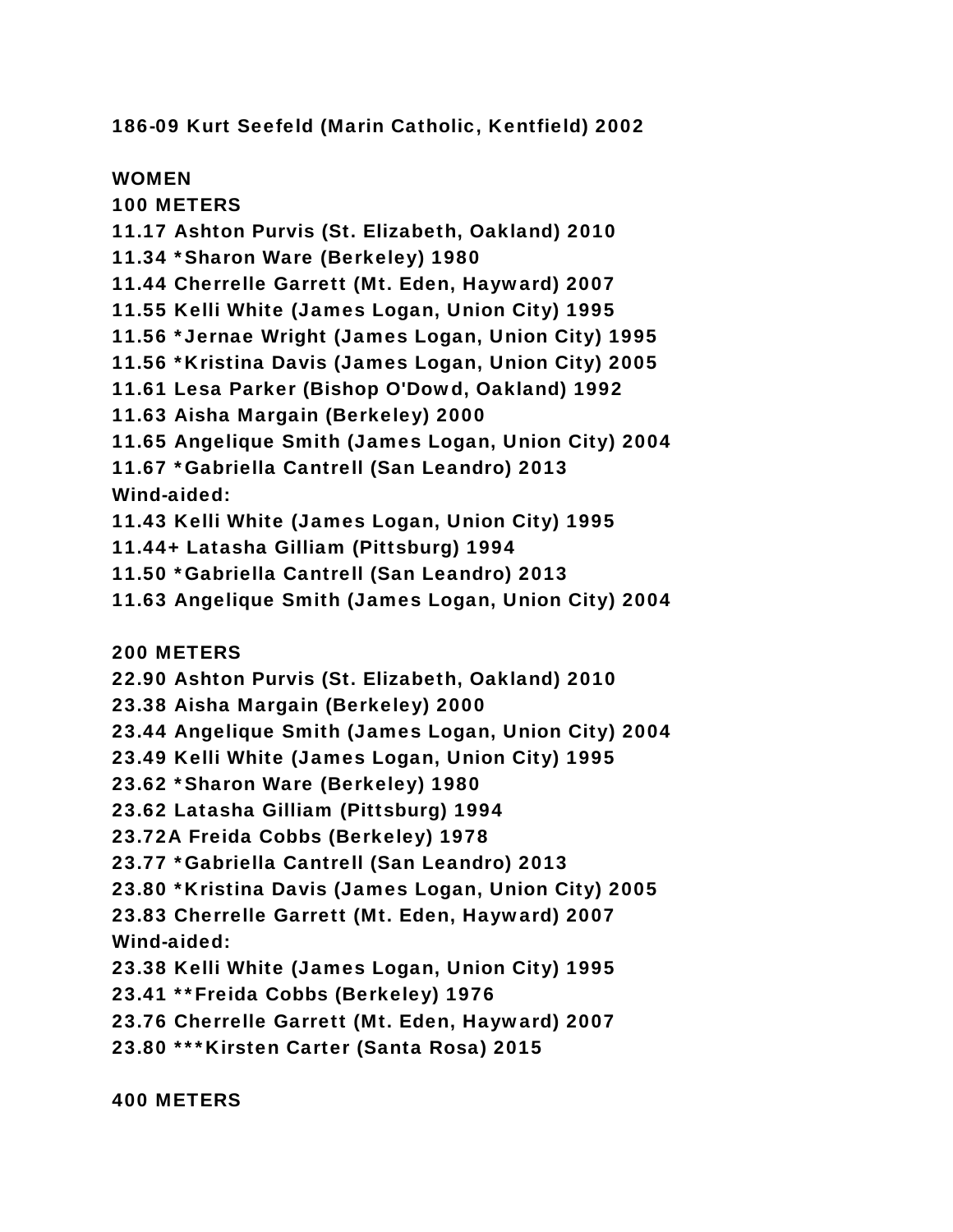**186-09 Kurt Seefeld (Marin Catholic, Kentfield) 2002**

**WOMEN**

**100 METERS**

**11.17 Ashton Purvis (St. Elizabeth, Oakland) 2010**
**11.34 *Sharon Ware (Berkeley) 1980**
**11.44 Cherrelle Garrett (Mt. Eden, Hayward) 2007**
**11.55 Kelli White (James Logan, Union City) 1995**
**11.56 *Jernae Wright (James Logan, Union City) 1995**
**11.56 *Kristina Davis (James Logan, Union City) 2005**
**11.61 Lesa Parker (Bishop O'Dowd, Oakland) 1992**
**11.63 Aisha Margain (Berkeley) 2000**
**11.65 Angelique Smith (James Logan, Union City) 2004**
**11.67 *Gabriella Cantrell (San Leandro) 2013**
**Wind-aided:**
**11.43 Kelli White (James Logan, Union City) 1995**
**11.44+ Latasha Gilliam (Pittsburg) 1994**
**11.50 *Gabriella Cantrell (San Leandro) 2013**
**11.63 Angelique Smith (James Logan, Union City) 2004**

**200 METERS**

**22.90 Ashton Purvis (St. Elizabeth, Oakland) 2010**
**23.38 Aisha Margain (Berkeley) 2000**
**23.44 Angelique Smith (James Logan, Union City) 2004**
**23.49 Kelli White (James Logan, Union City) 1995**
**23.62 *Sharon Ware (Berkeley) 1980**
**23.62 Latasha Gilliam (Pittsburg) 1994**
**23.72A Freida Cobbs (Berkeley) 1978**
**23.77 *Gabriella Cantrell (San Leandro) 2013**
**23.80 *Kristina Davis (James Logan, Union City) 2005**
**23.83 Cherrelle Garrett (Mt. Eden, Hayward) 2007**
**Wind-aided:**
**23.38 Kelli White (James Logan, Union City) 1995**
**23.41 **Freida Cobbs (Berkeley) 1976**
**23.76 Cherrelle Garrett (Mt. Eden, Hayward) 2007**
**23.80 ***Kirsten Carter (Santa Rosa) 2015**

**400 METERS**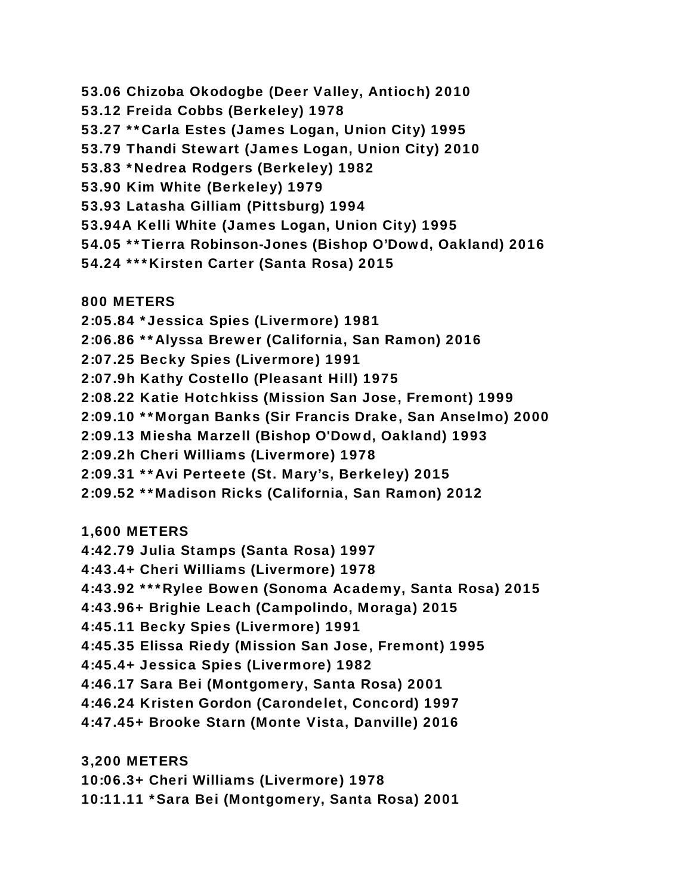53.06 Chizoba Okodogbe (Deer Valley, Antioch) 2010
53.12 Freida Cobbs (Berkeley) 1978
53.27 **Carla Estes (James Logan, Union City) 1995
53.79 Thandi Stewart (James Logan, Union City) 2010
53.83 *Nedrea Rodgers (Berkeley) 1982
53.90 Kim White (Berkeley) 1979
53.93 Latasha Gilliam (Pittsburg) 1994
53.94A Kelli White (James Logan, Union City) 1995
54.05 **Tierra Robinson-Jones (Bishop O'Dowd, Oakland) 2016
54.24 ***Kirsten Carter (Santa Rosa) 2015

**800 METERS**

2:05.84 *Jessica Spies (Livermore) 1981
2:06.86 **Alyssa Brewer (California, San Ramon) 2016
2:07.25 Becky Spies (Livermore) 1991
2:07.9h Kathy Costello (Pleasant Hill) 1975
2:08.22 Katie Hotchkiss (Mission San Jose, Fremont) 1999
2:09.10 **Morgan Banks (Sir Francis Drake, San Anselmo) 2000
2:09.13 Miesha Marzell (Bishop O'Dowd, Oakland) 1993
2:09.2h Cheri Williams (Livermore) 1978
2:09.31 **Avi Perteete (St. Mary's, Berkeley) 2015
2:09.52 **Madison Ricks (California, San Ramon) 2012

**1,600 METERS**

4:42.79 Julia Stamps (Santa Rosa) 1997
4:43.4+ Cheri Williams (Livermore) 1978
4:43.92 ***Rylee Bowen (Sonoma Academy, Santa Rosa) 2015
4:43.96+ Brighie Leach (Campolindo, Moraga) 2015
4:45.11 Becky Spies (Livermore) 1991
4:45.35 Elissa Riedy (Mission San Jose, Fremont) 1995
4:45.4+ Jessica Spies (Livermore) 1982
4:46.17 Sara Bei (Montgomery, Santa Rosa) 2001
4:46.24 Kristen Gordon (Carondelet, Concord) 1997
4:47.45+ Brooke Starn (Monte Vista, Danville) 2016

**3,200 METERS**

10:06.3+ Cheri Williams (Livermore) 1978
10:11.11 *Sara Bei (Montgomery, Santa Rosa) 2001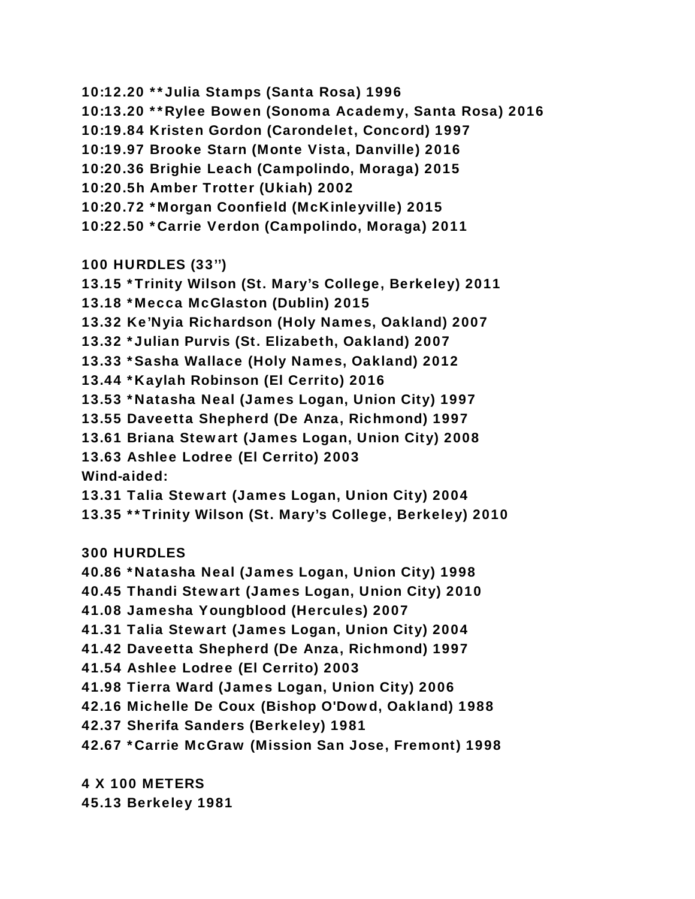10:12.20 **Julia Stamps (Santa Rosa) 1996
10:13.20 **Rylee Bowen (Sonoma Academy, Santa Rosa) 2016
10:19.84 Kristen Gordon (Carondelet, Concord) 1997
10:19.97 Brooke Starn (Monte Vista, Danville) 2016
10:20.36 Brighie Leach (Campolindo, Moraga) 2015
10:20.5h Amber Trotter (Ukiah) 2002
10:20.72 *Morgan Coonfield (McKinleyville) 2015
10:22.50 *Carrie Verdon (Campolindo, Moraga) 2011

**100 HURDLES (33")**

13.15 *Trinity Wilson (St. Mary's College, Berkeley) 2011
13.18 *Mecca McGlaston (Dublin) 2015
13.32 Ke'Nyia Richardson (Holy Names, Oakland) 2007
13.32 *Julian Purvis (St. Elizabeth, Oakland) 2007
13.33 *Sasha Wallace (Holy Names, Oakland) 2012
13.44 *Kaylah Robinson (El Cerrito) 2016
13.53 *Natasha Neal (James Logan, Union City) 1997
13.55 Daveetta Shepherd (De Anza, Richmond) 1997
13.61 Briana Stewart (James Logan, Union City) 2008
13.63 Ashlee Lodree (El Cerrito) 2003
Wind-aided:
13.31 Talia Stewart (James Logan, Union City) 2004
13.35 **Trinity Wilson (St. Mary's College, Berkeley) 2010

**300 HURDLES**

40.86 *Natasha Neal (James Logan, Union City) 1998
40.45 Thandi Stewart (James Logan, Union City) 2010
41.08 Jamesha Youngblood (Hercules) 2007
41.31 Talia Stewart (James Logan, Union City) 2004
41.42 Daveetta Shepherd (De Anza, Richmond) 1997
41.54 Ashlee Lodree (El Cerrito) 2003
41.98 Tierra Ward (James Logan, Union City) 2006
42.16 Michelle De Coux (Bishop O'Dowd, Oakland) 1988
42.37 Sherifa Sanders (Berkeley) 1981
42.67 *Carrie McGraw (Mission San Jose, Fremont) 1998

**4 X 100 METERS**

45.13 Berkeley 1981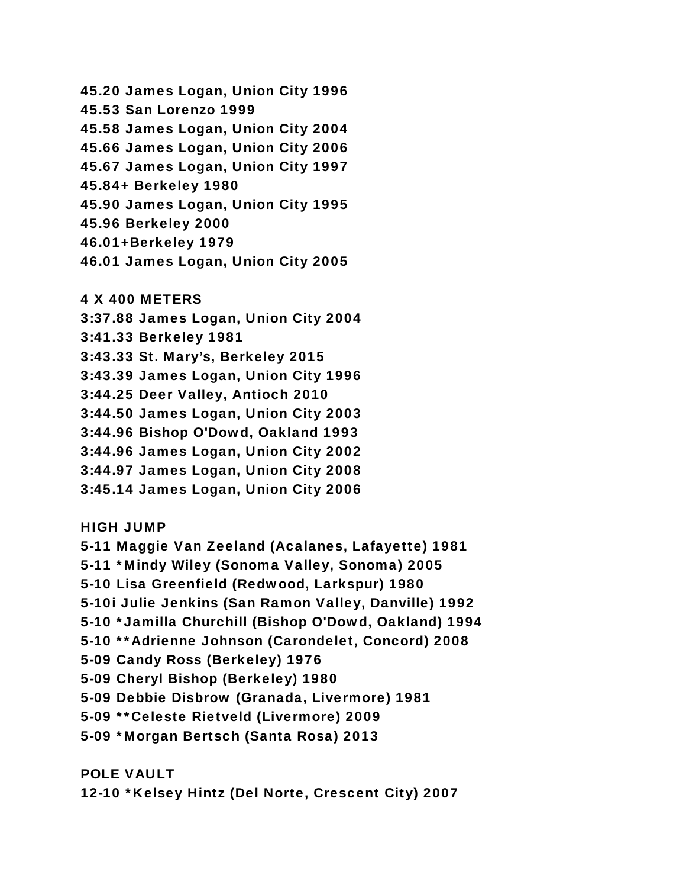45.20 James Logan, Union City 1996
45.53 San Lorenzo 1999
45.58 James Logan, Union City 2004
45.66 James Logan, Union City 2006
45.67 James Logan, Union City 1997
45.84+ Berkeley 1980
45.90 James Logan, Union City 1995
45.96 Berkeley 2000
46.01+Berkeley 1979
46.01 James Logan, Union City 2005

**4 X 400 METERS**
3:37.88 James Logan, Union City 2004
3:41.33 Berkeley 1981
3:43.33 St. Mary's, Berkeley 2015
3:43.39 James Logan, Union City 1996
3:44.25 Deer Valley, Antioch 2010
3:44.50 James Logan, Union City 2003
3:44.96 Bishop O'Dowd, Oakland 1993
3:44.96 James Logan, Union City 2002
3:44.97 James Logan, Union City 2008
3:45.14 James Logan, Union City 2006

**HIGH JUMP**
5-11 Maggie Van Zeeland (Acalanes, Lafayette) 1981
5-11 *Mindy Wiley (Sonoma Valley, Sonoma) 2005
5-10 Lisa Greenfield (Redwood, Larkspur) 1980
5-10i Julie Jenkins (San Ramon Valley, Danville) 1992
5-10 *Jamilla Churchill (Bishop O'Dowd, Oakland) 1994
5-10 **Adrienne Johnson (Carondelet, Concord) 2008
5-09 Candy Ross (Berkeley) 1976
5-09 Cheryl Bishop (Berkeley) 1980
5-09 Debbie Disbrow (Granada, Livermore) 1981
5-09 **Celeste Rietveld (Livermore) 2009
5-09 *Morgan Bertsch (Santa Rosa) 2013

**POLE VAULT**
12-10 *Kelsey Hintz (Del Norte, Crescent City) 2007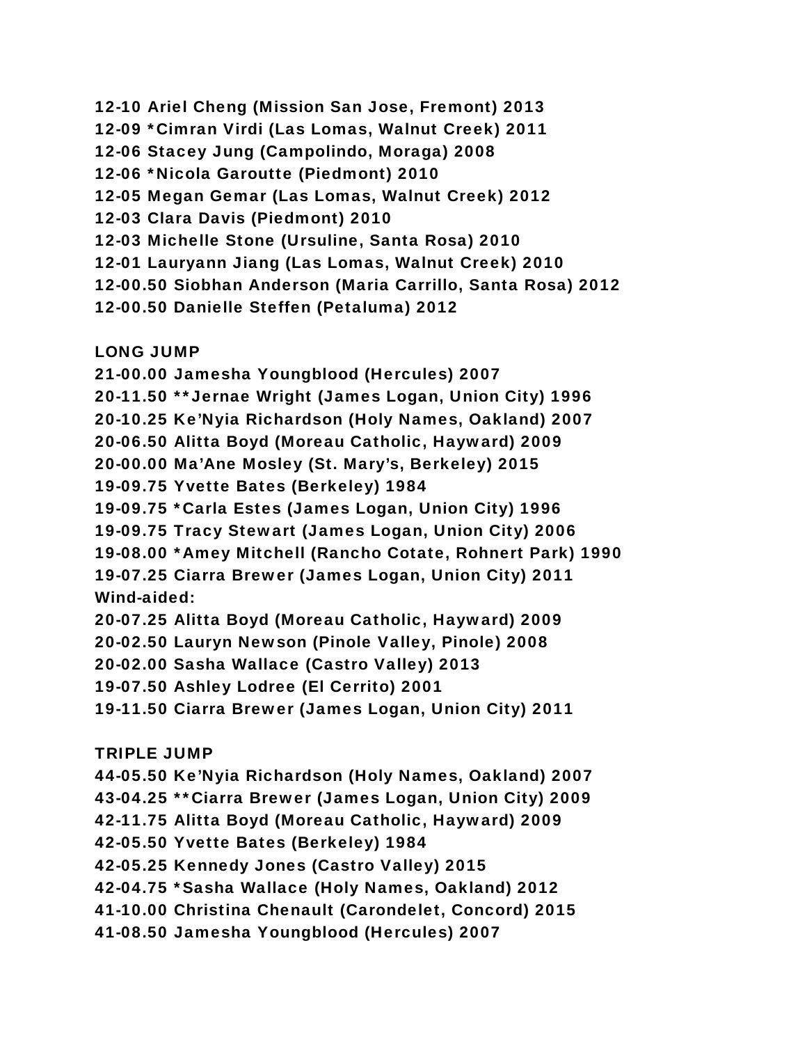12-10 Ariel Cheng (Mission San Jose, Fremont) 2013
12-09 *Cimran Virdi (Las Lomas, Walnut Creek) 2011
12-06 Stacey Jung (Campolindo, Moraga) 2008
12-06 *Nicola Garoutte (Piedmont) 2010
12-05 Megan Gemar (Las Lomas, Walnut Creek) 2012
12-03 Clara Davis (Piedmont) 2010
12-03 Michelle Stone (Ursuline, Santa Rosa) 2010
12-01 Lauryann Jiang (Las Lomas, Walnut Creek) 2010
12-00.50 Siobhan Anderson (Maria Carrillo, Santa Rosa) 2012
12-00.50 Danielle Steffen (Petaluma) 2012

**LONG JUMP**

21-00.00 Jamesha Youngblood (Hercules) 2007
20-11.50 **Jernae Wright (James Logan, Union City) 1996
20-10.25 Ke'Nyia Richardson (Holy Names, Oakland) 2007
20-06.50 Alitta Boyd (Moreau Catholic, Hayward) 2009
20-00.00 Ma'Ane Mosley (St. Mary's, Berkeley) 2015
19-09.75 Yvette Bates (Berkeley) 1984
19-09.75 *Carla Estes (James Logan, Union City) 1996
19-09.75 Tracy Stewart (James Logan, Union City) 2006
19-08.00 *Amey Mitchell (Rancho Cotate, Rohnert Park) 1990
19-07.25 Ciarra Brewer (James Logan, Union City) 2011
Wind-aided:
20-07.25 Alitta Boyd (Moreau Catholic, Hayward) 2009
20-02.50 Lauryn Newson (Pinole Valley, Pinole) 2008
20-02.00 Sasha Wallace (Castro Valley) 2013
19-07.50 Ashley Lodree (El Cerrito) 2001
19-11.50 Ciarra Brewer (James Logan, Union City) 2011

**TRIPLE JUMP**

44-05.50 Ke'Nyia Richardson (Holy Names, Oakland) 2007
43-04.25 **Ciarra Brewer (James Logan, Union City) 2009
42-11.75 Alitta Boyd (Moreau Catholic, Hayward) 2009
42-05.50 Yvette Bates (Berkeley) 1984
42-05.25 Kennedy Jones (Castro Valley) 2015
42-04.75 *Sasha Wallace (Holy Names, Oakland) 2012
41-10.00 Christina Chenault (Carondelet, Concord) 2015
41-08.50 Jamesha Youngblood (Hercules) 2007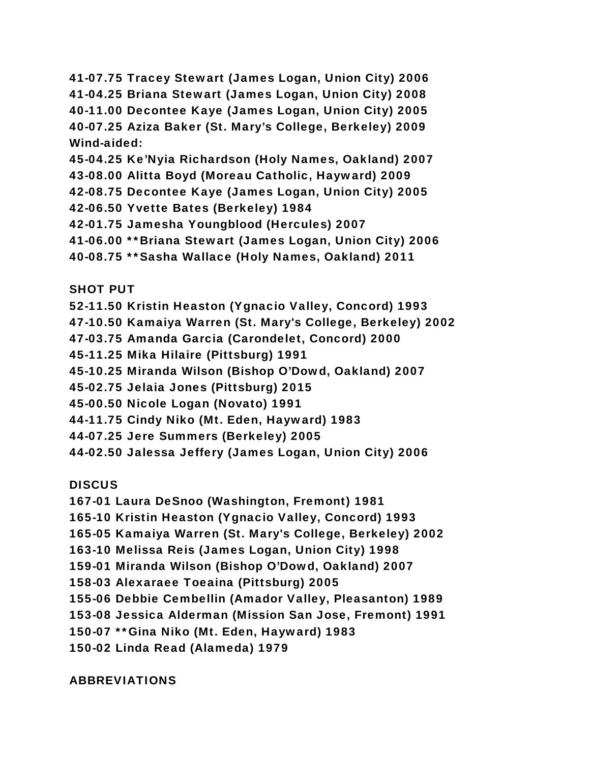41-07.75 Tracey Stewart (James Logan, Union City) 2006
41-04.25 Briana Stewart (James Logan, Union City) 2008
40-11.00 Decontee Kaye (James Logan, Union City) 2005
40-07.25 Aziza Baker (St. Mary's College, Berkeley) 2009
Wind-aided:
45-04.25 Ke'Nyia Richardson (Holy Names, Oakland) 2007
43-08.00 Alitta Boyd (Moreau Catholic, Hayward) 2009
42-08.75 Decontee Kaye (James Logan, Union City) 2005
42-06.50 Yvette Bates (Berkeley) 1984
42-01.75 Jamesha Youngblood (Hercules) 2007
41-06.00 **Briana Stewart (James Logan, Union City) 2006
40-08.75 **Sasha Wallace (Holy Names, Oakland) 2011

SHOT PUT
52-11.50 Kristin Heaston (Ygnacio Valley, Concord) 1993
47-10.50 Kamaiya Warren (St. Mary's College, Berkeley) 2002
47-03.75 Amanda Garcia (Carondelet, Concord) 2000
45-11.25 Mika Hilaire (Pittsburg) 1991
45-10.25 Miranda Wilson (Bishop O'Dowd, Oakland) 2007
45-02.75 Jelaia Jones (Pittsburg) 2015
45-00.50 Nicole Logan (Novato) 1991
44-11.75 Cindy Niko (Mt. Eden, Hayward) 1983
44-07.25 Jere Summers (Berkeley) 2005
44-02.50 Jalessa Jeffery (James Logan, Union City) 2006

DISCUS
167-01 Laura DeSnoo (Washington, Fremont) 1981
165-10 Kristin Heaston (Ygnacio Valley, Concord) 1993
165-05 Kamaiya Warren (St. Mary's College, Berkeley) 2002
163-10 Melissa Reis (James Logan, Union City) 1998
159-01 Miranda Wilson (Bishop O'Dowd, Oakland) 2007
158-03 Alexaraee Toeaina (Pittsburg) 2005
155-06 Debbie Cembellin (Amador Valley, Pleasanton) 1989
153-08 Jessica Alderman (Mission San Jose, Fremont) 1991
150-07 **Gina Niko (Mt. Eden, Hayward) 1983
150-02 Linda Read (Alameda) 1979

ABBREVIATIONS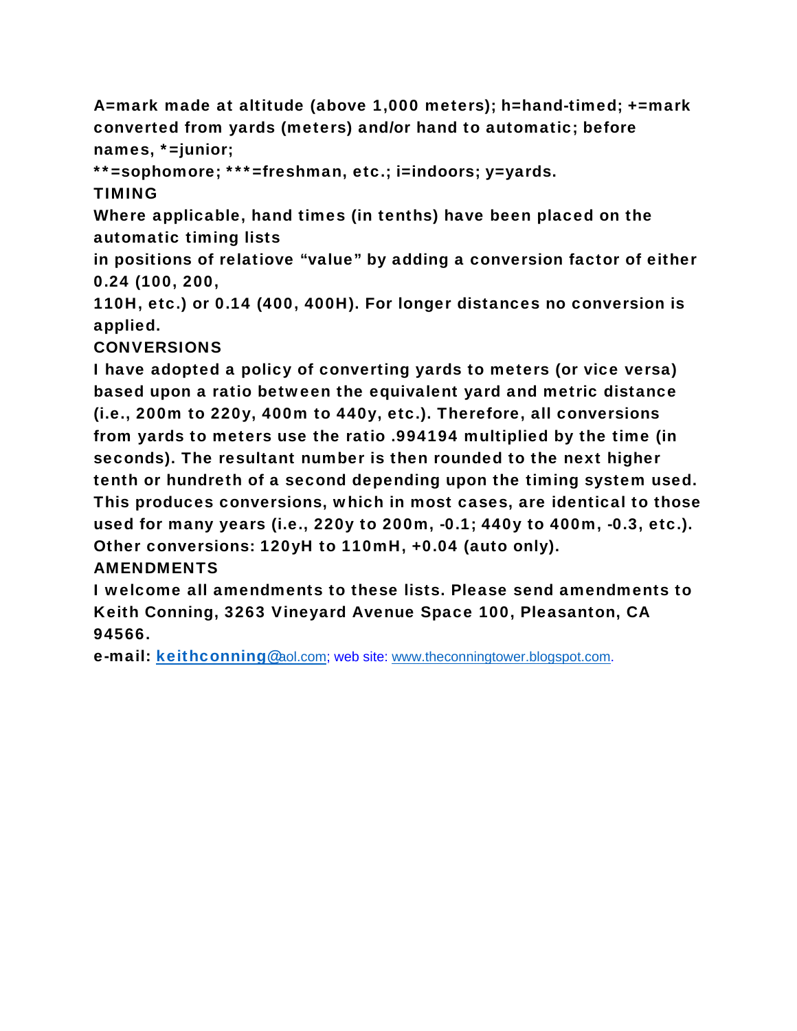**A=mark made at altitude (above 1,000 meters); h=hand-timed; +=mark converted from yards (meters) and/or hand to automatic; before names, *=junior;**
**=sophomore; ***=freshman, etc.; i=indoors; y=yards.**

**TIMING**

**Where applicable, hand times (in tenths) have been placed on the automatic timing lists**
**in positions of relatiove "value" by adding a conversion factor of either 0.24 (100, 200,**
**110H, etc.) or 0.14 (400, 400H). For longer distances no conversion is applied.**

**CONVERSIONS**

**I have adopted a policy of converting yards to meters (or vice versa) based upon a ratio between the equivalent yard and metric distance (i.e., 200m to 220y, 400m to 440y, etc.). Therefore, all conversions from yards to meters use the ratio .994194 multiplied by the time (in seconds). The resultant number is then rounded to the next higher tenth or hundreth of a second depending upon the timing system used. This produces conversions, which in most cases, are identical to those used for many years (i.e., 220y to 200m, -0.1; 440y to 400m, -0.3, etc.). Other conversions: 120yH to 110mH, +0.04 (auto only).**

**AMENDMENTS**

**I welcome all amendments to these lists. Please send amendments to Keith Conning, 3263 Vineyard Avenue Space 100, Pleasanton, CA 94566.**

**e-mail:** keithconning@aol.com; web site: www.theconningtower.blogspot.com.